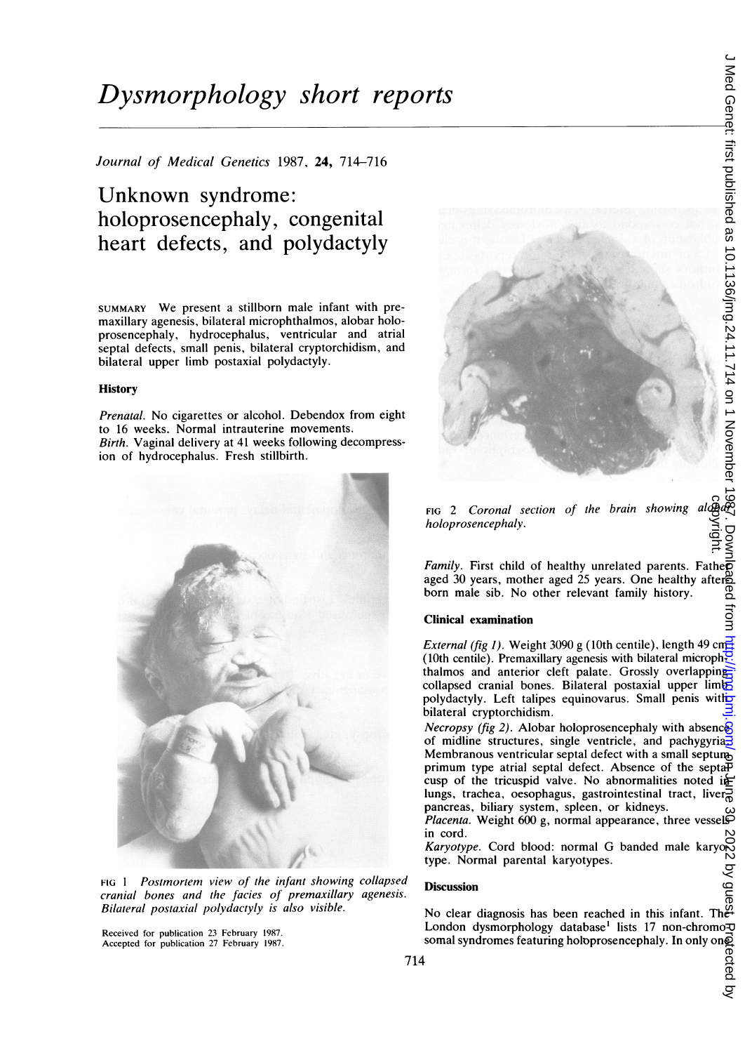# Dysmorphology short reports

*Journal of Medical Genetics* 1987, **24**, 714–716

## Unknown syndrome: holoprosencephaly, congenital heart defects, and polydactyly

SUMMARY We present a stillborn male infant with premaxillary agenesis, bilateral microphthalmos, alobar holoprosencephaly, hydrocephalus, ventricular and atrial septal defects, small penis, bilateral cryptorchidism, and bilateral upper limb postaxial polydactyly.

### History

*Prenatal.* No cigarettes or alcohol. Debendox from eight to 16 weeks. Normal intrauterine movements.
*Birth.* Vaginal delivery at 41 weeks following decompression of hydrocephalus. Fresh stillbirth.

FIG 1 *Postmortem view of the infant showing collapsed cranial bones and the facies of premaxillary agenesis. Bilateral postaxial polydactyly is also visible.*

Received for publication 23 February 1987.
Accepted for publication 27 February 1987.

FIG 2 *Coronal section of the brain showing alobar holoprosencephaly.*

*Family.* First child of healthy unrelated parents. Father aged 30 years, mother aged 25 years. One healthy afterborn male sib. No other relevant family history.

### Clinical examination

*External (fig 1).* Weight 3090 g (10th centile), length 49 cm (10th centile). Premaxillary agenesis with bilateral microphthalmos and anterior cleft palate. Grossly overlapping collapsed cranial bones. Bilateral postaxial upper limb polydactyly. Left talipes equinovarus. Small penis with bilateral cryptorchidism.
*Necropsy (fig 2).* Alobar holoprosencephaly with absence of midline structures, single ventricle, and pachygyria. Membranous ventricular septal defect with a small septum primum type atrial septal defect. Absence of the septal cusp of the tricuspid valve. No abnormalities noted in lungs, trachea, oesophagus, gastrointestinal tract, liver, pancreas, biliary system, spleen, or kidneys.
*Placenta.* Weight 600 g, normal appearance, three vessels in cord.
*Karyotype.* Cord blood: normal G banded male karyotype. Normal parental karyotypes.

### Discussion

No clear diagnosis has been reached in this infant. The London dysmorphology database[1] lists 17 non-chromosomal syndromes featuring holoprosencephaly. In only one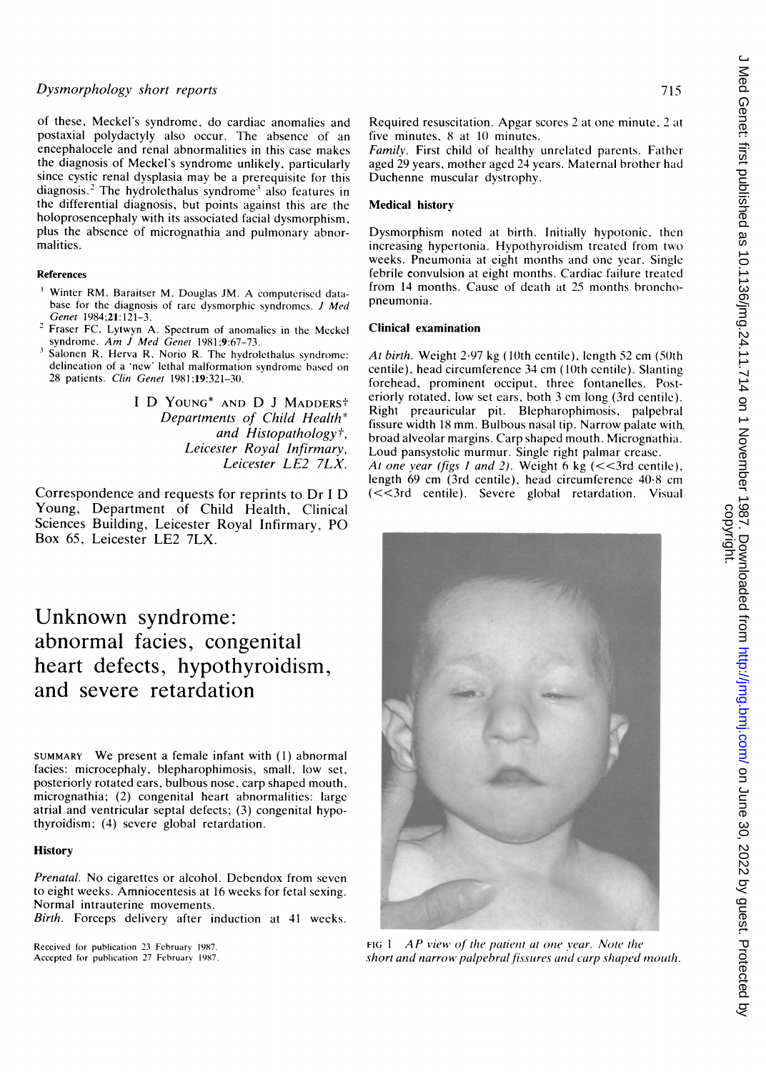of these, Meckel's syndrome, do cardiac anomalies and postaxial polydactyly also occur. The absence of an encephalocele and renal abnormalities in this case makes the diagnosis of Meckel's syndrome unlikely, particularly since cystic renal dysplasia may be a prerequisite for this diagnosis.[2] The hydrolethalus syndrome[3] also features in the differential diagnosis, but points against this are the holoprosencephaly with its associated facial dysmorphism, plus the absence of micrognathia and pulmonary abnormalities.

#### References

1. Winter RM, Baraitser M, Douglas JM. A computerised database for the diagnosis of rare dysmorphic syndromes. *J Med Genet* 1984;**21**:121–3.
2. Fraser FC, Lytwyn A. Spectrum of anomalies in the Meckel syndrome. *Am J Med Genet* 1981;**9**:67–73.
3. Salonen R, Herva R, Norio R. The hydrolethalus syndrome: delineation of a 'new' lethal malformation syndrome based on 28 patients. *Clin Genet* 1981;**19**:321–30.

I D YOUNG* AND D J MADDERS†
*Departments of Child Health\**
*and Histopathology†,*
*Leicester Royal Infirmary,*
*Leicester LE2 7LX.*

Correspondence and requests for reprints to Dr I D Young, Department of Child Health, Clinical Sciences Building, Leicester Royal Infirmary, PO Box 65, Leicester LE2 7LX.

# Unknown syndrome: abnormal facies, congenital heart defects, hypothyroidism, and severe retardation

SUMMARY We present a female infant with (1) abnormal facies: microcephaly, blepharophimosis, small, low set, posteriorly rotated ears, bulbous nose, carp shaped mouth, micrognathia; (2) congenital heart abnormalities: large atrial and ventricular septal defects; (3) congenital hypothyroidism; (4) severe global retardation.

## History

*Prenatal.* No cigarettes or alcohol. Debendox from seven to eight weeks. Amniocentesis at 16 weeks for fetal sexing. Normal intrauterine movements.

*Birth.* Forceps delivery after induction at 41 weeks. Required resuscitation. Apgar scores 2 at one minute, 2 at five minutes, 8 at 10 minutes.

*Family.* First child of healthy unrelated parents. Father aged 29 years, mother aged 24 years. Maternal brother had Duchenne muscular dystrophy.

Received for publication 23 February 1987.
Accepted for publication 27 February 1987.

## Medical history

Dysmorphism noted at birth. Initially hypotonic, then increasing hypertonia. Hypothyroidism treated from two weeks. Pneumonia at eight months and one year. Single febrile convulsion at eight months. Cardiac failure treated from 14 months. Cause of death at 25 months bronchopneumonia.

## Clinical examination

*At birth.* Weight 2·97 kg (10th centile), length 52 cm (50th centile), head circumference 34 cm (10th centile). Slanting forehead, prominent occiput, three fontanelles. Posteriorly rotated, low set ears, both 3 cm long (3rd centile). Right preauricular pit. Blepharophimosis, palpebral fissure width 18 mm. Bulbous nasal tip. Narrow palate with broad alveolar margins. Carp shaped mouth. Micrognathia. Loud pansystolic murmur. Single right palmar crease.

*At one year (figs 1 and 2).* Weight 6 kg (<<3rd centile), length 69 cm (3rd centile), head circumference 40·8 cm (<<3rd centile). Severe global retardation. Visual

FIG 1 *AP view of the patient at one year. Note the short and narrow palpebral fissures and carp shaped mouth.*